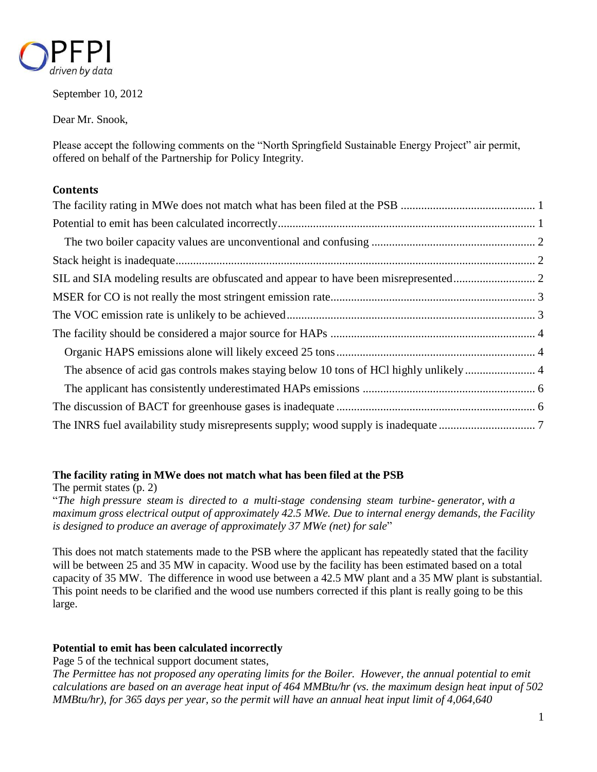PFPI
driven by data

September 10, 2012

Dear Mr. Snook,

Please accept the following comments on the "North Springfield Sustainable Energy Project" air permit, offered on behalf of the Partnership for Policy Integrity.

## Contents

The facility rating in MWe does not match what has been filed at the PSB ..... 1
Potential to emit has been calculated incorrectly ..... 1
  The two boiler capacity values are unconventional and confusing ..... 2
Stack height is inadequate ..... 2
SIL and SIA modeling results are obfuscated and appear to have been misrepresented ..... 2
MSER for CO is not really the most stringent emission rate ..... 3
The VOC emission rate is unlikely to be achieved ..... 3
The facility should be considered a major source for HAPs ..... 4
  Organic HAPS emissions alone will likely exceed 25 tons ..... 4
  The absence of acid gas controls makes staying below 10 tons of HCl highly unlikely ..... 4
  The applicant has consistently underestimated HAPs emissions ..... 6
The discussion of BACT for greenhouse gases is inadequate ..... 6
The INRS fuel availability study misrepresents supply; wood supply is inadequate ..... 7

### The facility rating in MWe does not match what has been filed at the PSB

The permit states (p. 2)

"*The high pressure steam is directed to a multi-stage condensing steam turbine- generator, with a maximum gross electrical output of approximately 42.5 MWe. Due to internal energy demands, the Facility is designed to produce an average of approximately 37 MWe (net) for sale*"

This does not match statements made to the PSB where the applicant has repeatedly stated that the facility will be between 25 and 35 MW in capacity. Wood use by the facility has been estimated based on a total capacity of 35 MW. The difference in wood use between a 42.5 MW plant and a 35 MW plant is substantial. This point needs to be clarified and the wood use numbers corrected if this plant is really going to be this large.

### Potential to emit has been calculated incorrectly

Page 5 of the technical support document states,

*The Permittee has not proposed any operating limits for the Boiler. However, the annual potential to emit calculations are based on an average heat input of 464 MMBtu/hr (vs. the maximum design heat input of 502 MMBtu/hr), for 365 days per year, so the permit will have an annual heat input limit of 4,064,640*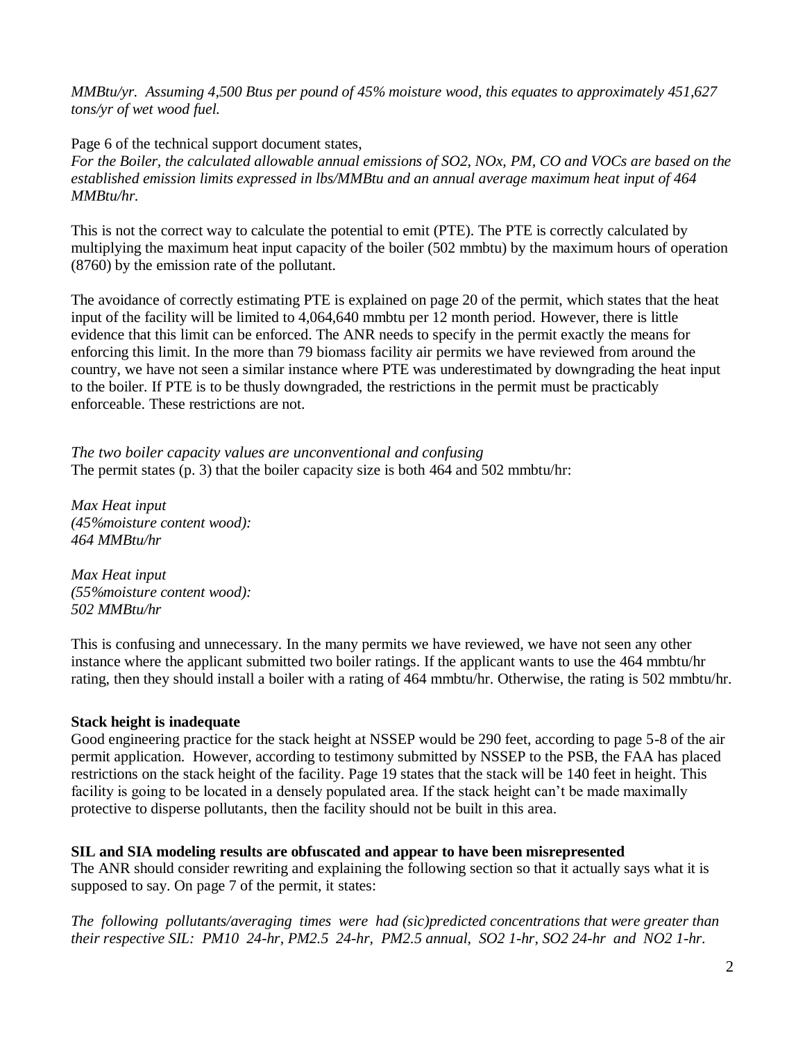*MMBtu/yr. Assuming 4,500 Btus per pound of 45% moisture wood, this equates to approximately 451,627 tons/yr of wet wood fuel.*

Page 6 of the technical support document states,

*For the Boiler, the calculated allowable annual emissions of $SO_2$, $NO_x$, PM, CO and VOCs are based on the established emission limits expressed in lbs/MMBtu and an annual average maximum heat input of 464 MMBtu/hr.*

This is not the correct way to calculate the potential to emit (PTE). The PTE is correctly calculated by multiplying the maximum heat input capacity of the boiler (502 mmbtu) by the maximum hours of operation (8760) by the emission rate of the pollutant.

The avoidance of correctly estimating PTE is explained on page 20 of the permit, which states that the heat input of the facility will be limited to 4,064,640 mmbtu per 12 month period. However, there is little evidence that this limit can be enforced. The ANR needs to specify in the permit exactly the means for enforcing this limit. In the more than 79 biomass facility air permits we have reviewed from around the country, we have not seen a similar instance where PTE was underestimated by downgrading the heat input to the boiler. If PTE is to be thusly downgraded, the restrictions in the permit must be practicably enforceable. These restrictions are not.

*The two boiler capacity values are unconventional and confusing*

The permit states (p. 3) that the boiler capacity size is both 464 and 502 mmbtu/hr:

*Max Heat input*
*(45%moisture content wood):*
*464 MMBtu/hr*

*Max Heat input*
*(55%moisture content wood):*
*502 MMBtu/hr*

This is confusing and unnecessary. In the many permits we have reviewed, we have not seen any other instance where the applicant submitted two boiler ratings. If the applicant wants to use the 464 mmbtu/hr rating, then they should install a boiler with a rating of 464 mmbtu/hr. Otherwise, the rating is 502 mmbtu/hr.

**Stack height is inadequate**

Good engineering practice for the stack height at NSSEP would be 290 feet, according to page 5-8 of the air permit application. However, according to testimony submitted by NSSEP to the PSB, the FAA has placed restrictions on the stack height of the facility. Page 19 states that the stack will be 140 feet in height. This facility is going to be located in a densely populated area. If the stack height can't be made maximally protective to disperse pollutants, then the facility should not be built in this area.

**SIL and SIA modeling results are obfuscated and appear to have been misrepresented**

The ANR should consider rewriting and explaining the following section so that it actually says what it is supposed to say. On page 7 of the permit, it states:

*The following pollutants/averaging times were had (sic)predicted concentrations that were greater than their respective SIL: $PM_{10}$ 24-hr, $PM_{2.5}$ 24-hr, $PM_{2.5}$ annual, $SO_2$ 1-hr, $SO_2$ 24-hr and $NO_2$ 1-hr.*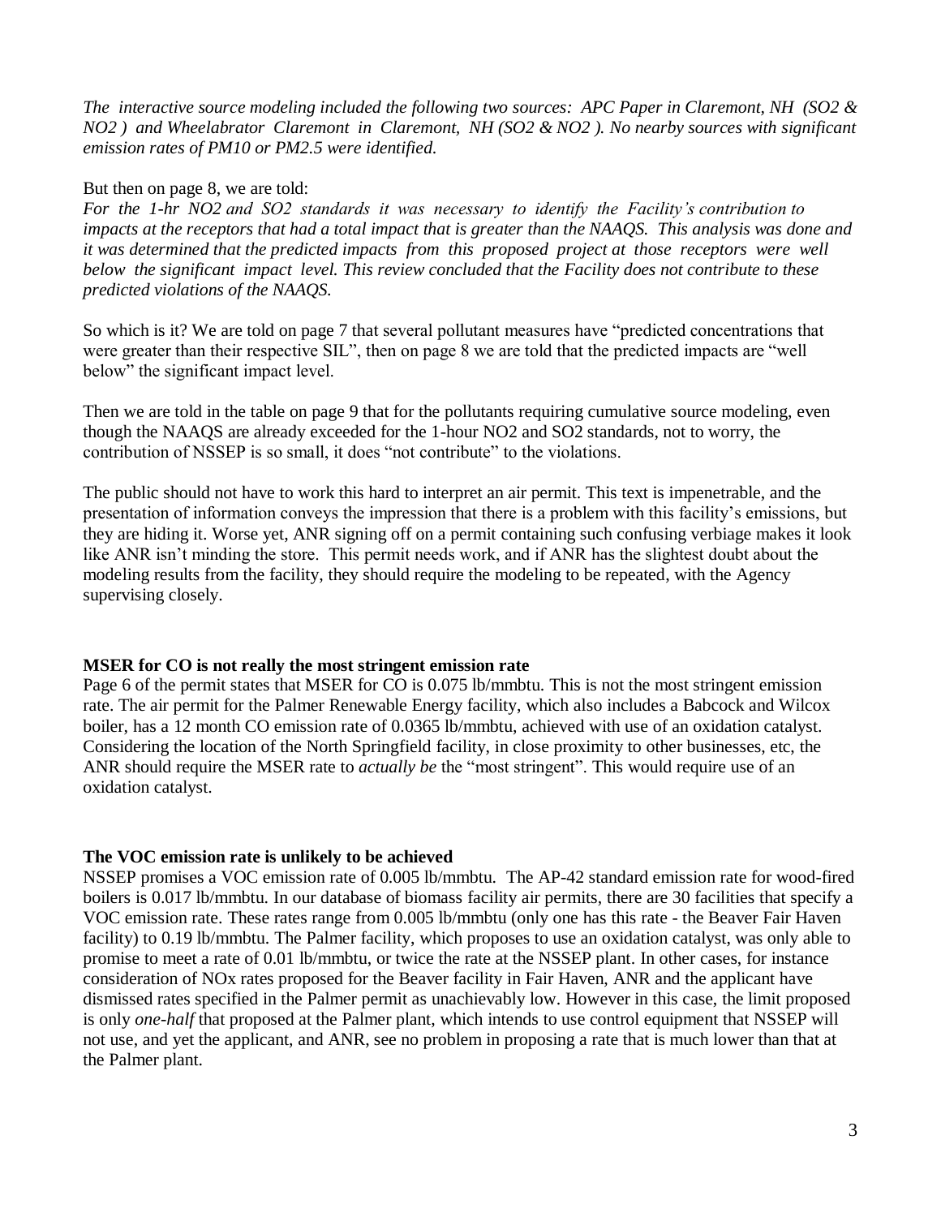*The interactive source modeling included the following two sources: APC Paper in Claremont, NH ($SO_2$ & $NO_2$ ) and Wheelabrator Claremont in Claremont, NH ($SO_2$ & $NO_2$ ). No nearby sources with significant emission rates of PM10 or PM2.5 were identified.*

But then on page 8, we are told:
*For the 1-hr $NO_2$ and $SO_2$ standards it was necessary to identify the Facility's contribution to impacts at the receptors that had a total impact that is greater than the NAAQS. This analysis was done and it was determined that the predicted impacts from this proposed project at those receptors were well below the significant impact level. This review concluded that the Facility does not contribute to these predicted violations of the NAAQS.*

So which is it? We are told on page 7 that several pollutant measures have "predicted concentrations that were greater than their respective SIL", then on page 8 we are told that the predicted impacts are "well below" the significant impact level.

Then we are told in the table on page 9 that for the pollutants requiring cumulative source modeling, even though the NAAQS are already exceeded for the 1-hour $NO_2$ and $SO_2$ standards, not to worry, the contribution of NSSEP is so small, it does "not contribute" to the violations.

The public should not have to work this hard to interpret an air permit. This text is impenetrable, and the presentation of information conveys the impression that there is a problem with this facility's emissions, but they are hiding it. Worse yet, ANR signing off on a permit containing such confusing verbiage makes it look like ANR isn't minding the store. This permit needs work, and if ANR has the slightest doubt about the modeling results from the facility, they should require the modeling to be repeated, with the Agency supervising closely.

**MSER for CO is not really the most stringent emission rate**

Page 6 of the permit states that MSER for CO is 0.075 lb/mmbtu. This is not the most stringent emission rate. The air permit for the Palmer Renewable Energy facility, which also includes a Babcock and Wilcox boiler, has a 12 month CO emission rate of 0.0365 lb/mmbtu, achieved with use of an oxidation catalyst. Considering the location of the North Springfield facility, in close proximity to other businesses, etc, the ANR should require the MSER rate to *actually be* the "most stringent". This would require use of an oxidation catalyst.

**The VOC emission rate is unlikely to be achieved**

NSSEP promises a VOC emission rate of 0.005 lb/mmbtu. The AP-42 standard emission rate for wood-fired boilers is 0.017 lb/mmbtu. In our database of biomass facility air permits, there are 30 facilities that specify a VOC emission rate. These rates range from 0.005 lb/mmbtu (only one has this rate - the Beaver Fair Haven facility) to 0.19 lb/mmbtu. The Palmer facility, which proposes to use an oxidation catalyst, was only able to promise to meet a rate of 0.01 lb/mmbtu, or twice the rate at the NSSEP plant. In other cases, for instance consideration of NOx rates proposed for the Beaver facility in Fair Haven, ANR and the applicant have dismissed rates specified in the Palmer permit as unachievably low. However in this case, the limit proposed is only *one-half* that proposed at the Palmer plant, which intends to use control equipment that NSSEP will not use, and yet the applicant, and ANR, see no problem in proposing a rate that is much lower than that at the Palmer plant.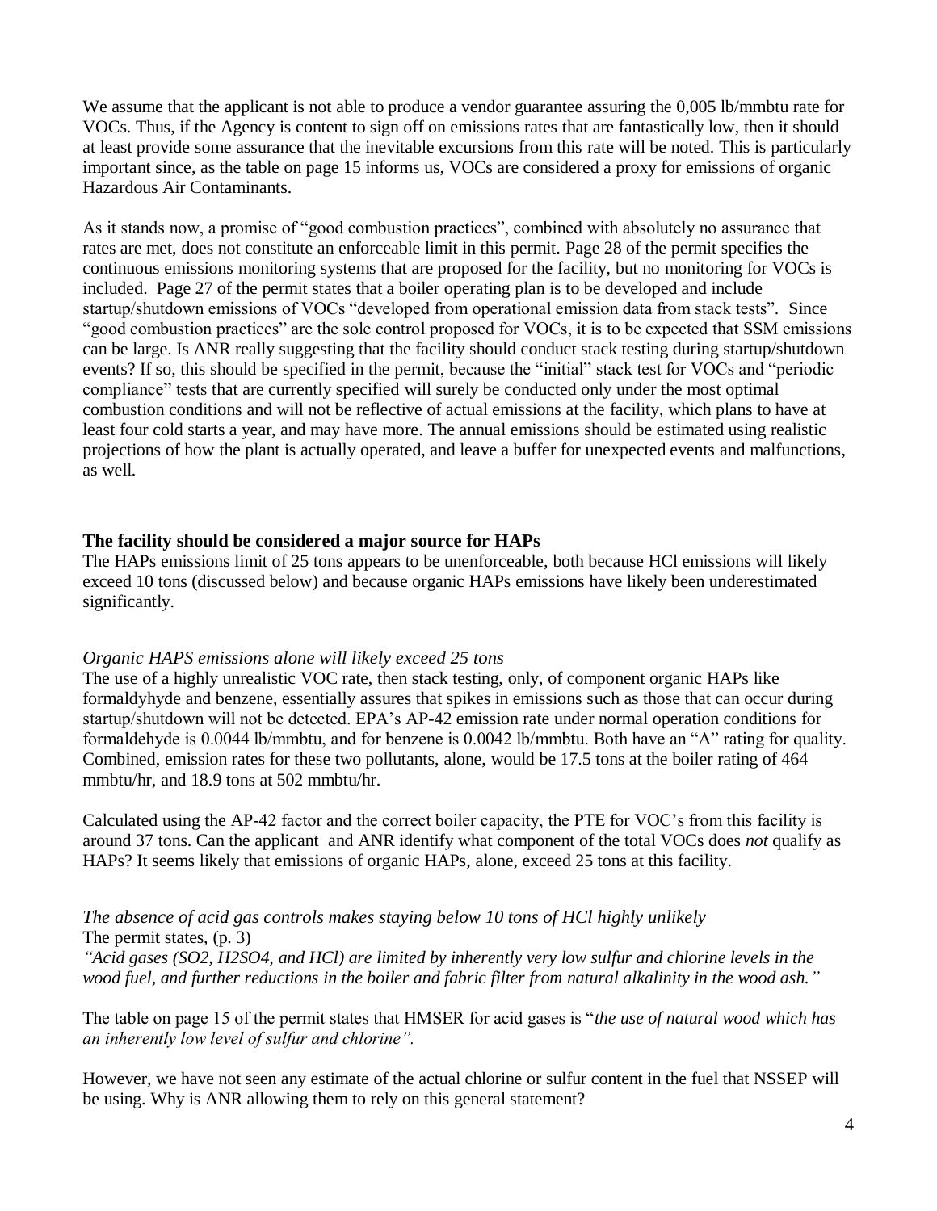We assume that the applicant is not able to produce a vendor guarantee assuring the 0,005 lb/mmbtu rate for VOCs. Thus, if the Agency is content to sign off on emissions rates that are fantastically low, then it should at least provide some assurance that the inevitable excursions from this rate will be noted. This is particularly important since, as the table on page 15 informs us, VOCs are considered a proxy for emissions of organic Hazardous Air Contaminants.

As it stands now, a promise of "good combustion practices", combined with absolutely no assurance that rates are met, does not constitute an enforceable limit in this permit. Page 28 of the permit specifies the continuous emissions monitoring systems that are proposed for the facility, but no monitoring for VOCs is included. Page 27 of the permit states that a boiler operating plan is to be developed and include startup/shutdown emissions of VOCs "developed from operational emission data from stack tests". Since "good combustion practices" are the sole control proposed for VOCs, it is to be expected that SSM emissions can be large. Is ANR really suggesting that the facility should conduct stack testing during startup/shutdown events? If so, this should be specified in the permit, because the "initial" stack test for VOCs and "periodic compliance" tests that are currently specified will surely be conducted only under the most optimal combustion conditions and will not be reflective of actual emissions at the facility, which plans to have at least four cold starts a year, and may have more. The annual emissions should be estimated using realistic projections of how the plant is actually operated, and leave a buffer for unexpected events and malfunctions, as well.

**The facility should be considered a major source for HAPs**

The HAPs emissions limit of 25 tons appears to be unenforceable, both because HCl emissions will likely exceed 10 tons (discussed below) and because organic HAPs emissions have likely been underestimated significantly.

*Organic HAPS emissions alone will likely exceed 25 tons*

The use of a highly unrealistic VOC rate, then stack testing, only, of component organic HAPs like formaldyhyde and benzene, essentially assures that spikes in emissions such as those that can occur during startup/shutdown will not be detected. EPA's AP-42 emission rate under normal operation conditions for formaldehyde is 0.0044 lb/mmbtu, and for benzene is 0.0042 lb/mmbtu. Both have an "A" rating for quality. Combined, emission rates for these two pollutants, alone, would be 17.5 tons at the boiler rating of 464 mmbtu/hr, and 18.9 tons at 502 mmbtu/hr.

Calculated using the AP-42 factor and the correct boiler capacity, the PTE for VOC's from this facility is around 37 tons. Can the applicant and ANR identify what component of the total VOCs does *not* qualify as HAPs? It seems likely that emissions of organic HAPs, alone, exceed 25 tons at this facility.

*The absence of acid gas controls makes staying below 10 tons of HCl highly unlikely*

The permit states, (p. 3)

*"Acid gases (SO2, H2SO4, and HCl) are limited by inherently very low sulfur and chlorine levels in the wood fuel, and further reductions in the boiler and fabric filter from natural alkalinity in the wood ash."*

The table on page 15 of the permit states that HMSER for acid gases is "*the use of natural wood which has an inherently low level of sulfur and chlorine".*

However, we have not seen any estimate of the actual chlorine or sulfur content in the fuel that NSSEP will be using. Why is ANR allowing them to rely on this general statement?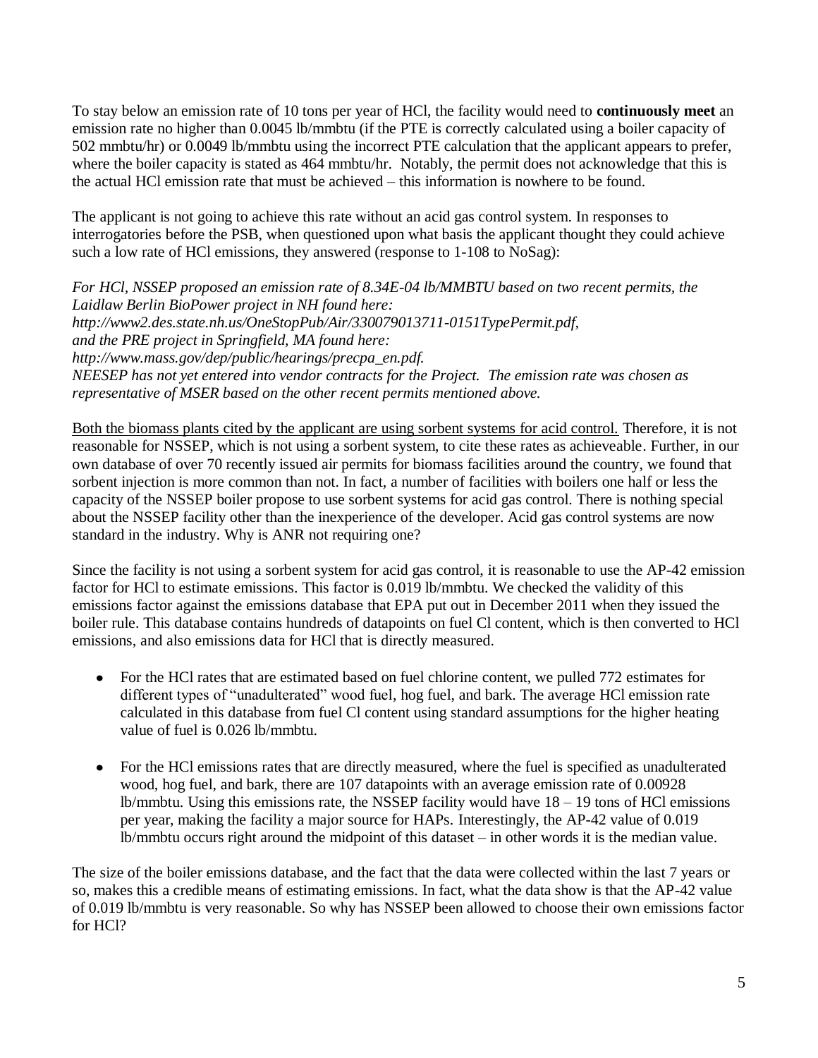To stay below an emission rate of 10 tons per year of HCl, the facility would need to **continuously meet** an emission rate no higher than 0.0045 lb/mmbtu (if the PTE is correctly calculated using a boiler capacity of 502 mmbtu/hr) or 0.0049 lb/mmbtu using the incorrect PTE calculation that the applicant appears to prefer, where the boiler capacity is stated as 464 mmbtu/hr. Notably, the permit does not acknowledge that this is the actual HCl emission rate that must be achieved – this information is nowhere to be found.

The applicant is not going to achieve this rate without an acid gas control system. In responses to interrogatories before the PSB, when questioned upon what basis the applicant thought they could achieve such a low rate of HCl emissions, they answered (response to 1-108 to NoSag):

*For HCl, NSSEP proposed an emission rate of 8.34E-04 lb/MMBTU based on two recent permits, the Laidlaw Berlin BioPower project in NH found here:*
*http://www2.des.state.nh.us/OneStopPub/Air/330079013711-0151TypePermit.pdf,*
*and the PRE project in Springfield, MA found here:*
*http://www.mass.gov/dep/public/hearings/precpa_en.pdf.*
*NEESEP has not yet entered into vendor contracts for the Project. The emission rate was chosen as representative of MSER based on the other recent permits mentioned above.*

<u>Both the biomass plants cited by the applicant are using sorbent systems for acid control.</u> Therefore, it is not reasonable for NSSEP, which is not using a sorbent system, to cite these rates as achieveable. Further, in our own database of over 70 recently issued air permits for biomass facilities around the country, we found that sorbent injection is more common than not. In fact, a number of facilities with boilers one half or less the capacity of the NSSEP boiler propose to use sorbent systems for acid gas control. There is nothing special about the NSSEP facility other than the inexperience of the developer. Acid gas control systems are now standard in the industry. Why is ANR not requiring one?

Since the facility is not using a sorbent system for acid gas control, it is reasonable to use the AP-42 emission factor for HCl to estimate emissions. This factor is 0.019 lb/mmbtu. We checked the validity of this emissions factor against the emissions database that EPA put out in December 2011 when they issued the boiler rule. This database contains hundreds of datapoints on fuel Cl content, which is then converted to HCl emissions, and also emissions data for HCl that is directly measured.

- For the HCl rates that are estimated based on fuel chlorine content, we pulled 772 estimates for different types of "unadulterated" wood fuel, hog fuel, and bark. The average HCl emission rate calculated in this database from fuel Cl content using standard assumptions for the higher heating value of fuel is 0.026 lb/mmbtu.

- For the HCl emissions rates that are directly measured, where the fuel is specified as unadulterated wood, hog fuel, and bark, there are 107 datapoints with an average emission rate of 0.00928 lb/mmbtu. Using this emissions rate, the NSSEP facility would have 18 – 19 tons of HCl emissions per year, making the facility a major source for HAPs. Interestingly, the AP-42 value of 0.019 lb/mmbtu occurs right around the midpoint of this dataset – in other words it is the median value.

The size of the boiler emissions database, and the fact that the data were collected within the last 7 years or so, makes this a credible means of estimating emissions. In fact, what the data show is that the AP-42 value of 0.019 lb/mmbtu is very reasonable. So why has NSSEP been allowed to choose their own emissions factor for HCl?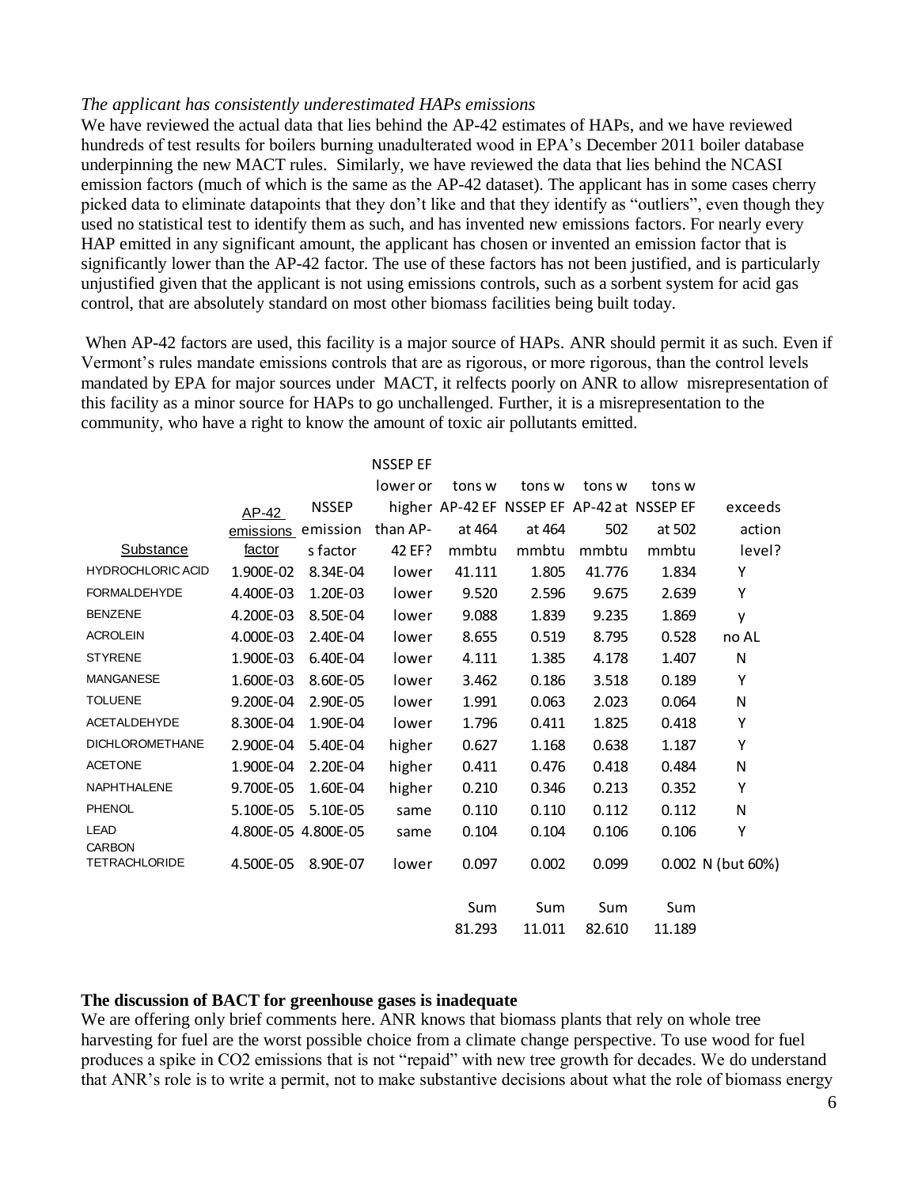*The applicant has consistently underestimated HAPs emissions*

We have reviewed the actual data that lies behind the AP-42 estimates of HAPs, and we have reviewed hundreds of test results for boilers burning unadulterated wood in EPA's December 2011 boiler database underpinning the new MACT rules. Similarly, we have reviewed the data that lies behind the NCASI emission factors (much of which is the same as the AP-42 dataset). The applicant has in some cases cherry picked data to eliminate datapoints that they don't like and that they identify as "outliers", even though they used no statistical test to identify them as such, and has invented new emissions factors. For nearly every HAP emitted in any significant amount, the applicant has chosen or invented an emission factor that is significantly lower than the AP-42 factor. The use of these factors has not been justified, and is particularly unjustified given that the applicant is not using emissions controls, such as a sorbent system for acid gas control, that are absolutely standard on most other biomass facilities being built today.

When AP-42 factors are used, this facility is a major source of HAPs. ANR should permit it as such. Even if Vermont's rules mandate emissions controls that are as rigorous, or more rigorous, than the control levels mandated by EPA for major sources under MACT, it relfects poorly on ANR to allow misrepresentation of this facility as a minor source for HAPs to go unchallenged. Further, it is a misrepresentation to the community, who have a right to know the amount of toxic air pollutants emitted.

| Substance | AP-42 emissions factor | NSSEP emissions factor | NSSEP EF lower or higher than AP-42 EF? | tons w AP-42 EF at 464 mmbtu | tons w NSSEP EF at 464 mmbtu | tons w AP-42 at 502 mmbtu | tons w NSSEP EF at 502 mmbtu | exceeds action level? |
|---|---|---|---|---|---|---|---|---|
| HYDROCHLORIC ACID | 1.900E-02 | 8.34E-04 | lower | 41.111 | 1.805 | 41.776 | 1.834 | Y |
| FORMALDEHYDE | 4.400E-03 | 1.20E-03 | lower | 9.520 | 2.596 | 9.675 | 2.639 | Y |
| BENZENE | 4.200E-03 | 8.50E-04 | lower | 9.088 | 1.839 | 9.235 | 1.869 | y |
| ACROLEIN | 4.000E-03 | 2.40E-04 | lower | 8.655 | 0.519 | 8.795 | 0.528 | no AL |
| STYRENE | 1.900E-03 | 6.40E-04 | lower | 4.111 | 1.385 | 4.178 | 1.407 | N |
| MANGANESE | 1.600E-03 | 8.60E-05 | lower | 3.462 | 0.186 | 3.518 | 0.189 | Y |
| TOLUENE | 9.200E-04 | 2.90E-05 | lower | 1.991 | 0.063 | 2.023 | 0.064 | N |
| ACETALDEHYDE | 8.300E-04 | 1.90E-04 | lower | 1.796 | 0.411 | 1.825 | 0.418 | Y |
| DICHLOROMETHANE | 2.900E-04 | 5.40E-04 | higher | 0.627 | 1.168 | 0.638 | 1.187 | Y |
| ACETONE | 1.900E-04 | 2.20E-04 | higher | 0.411 | 0.476 | 0.418 | 0.484 | N |
| NAPHTHALENE | 9.700E-05 | 1.60E-04 | higher | 0.210 | 0.346 | 0.213 | 0.352 | Y |
| PHENOL | 5.100E-05 | 5.10E-05 | same | 0.110 | 0.110 | 0.112 | 0.112 | N |
| LEAD | 4.800E-05 | 4.800E-05 | same | 0.104 | 0.104 | 0.106 | 0.106 | Y |
| CARBON TETRACHLORIDE | 4.500E-05 | 8.90E-07 | lower | 0.097 | 0.002 | 0.099 | 0.002 | N (but 60%) |
| | | | | Sum 81.293 | Sum 11.011 | Sum 82.610 | Sum 11.189 | |

**The discussion of BACT for greenhouse gases is inadequate**

We are offering only brief comments here. ANR knows that biomass plants that rely on whole tree harvesting for fuel are the worst possible choice from a climate change perspective. To use wood for fuel produces a spike in $CO_2$ emissions that is not "repaid" with new tree growth for decades. We do understand that ANR's role is to write a permit, not to make substantive decisions about what the role of biomass energy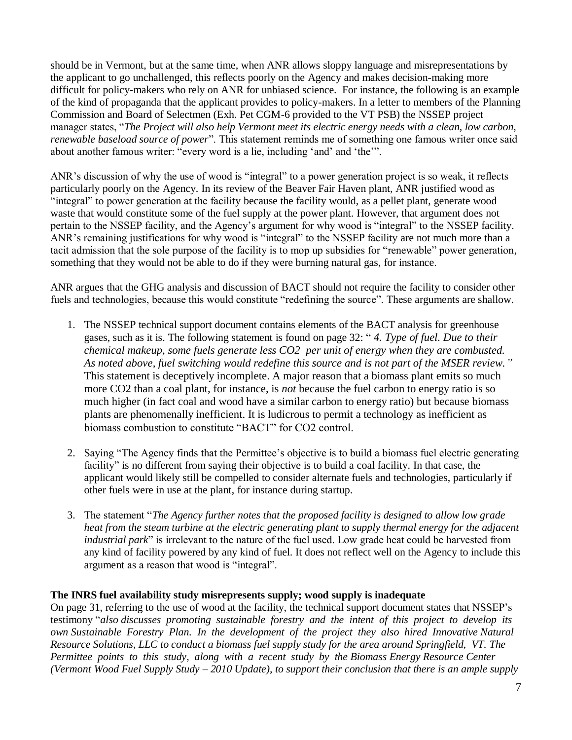should be in Vermont, but at the same time, when ANR allows sloppy language and misrepresentations by the applicant to go unchallenged, this reflects poorly on the Agency and makes decision-making more difficult for policy-makers who rely on ANR for unbiased science. For instance, the following is an example of the kind of propaganda that the applicant provides to policy-makers. In a letter to members of the Planning Commission and Board of Selectmen (Exh. Pet CGM-6 provided to the VT PSB) the NSSEP project manager states, "*The Project will also help Vermont meet its electric energy needs with a clean, low carbon, renewable baseload source of power*". This statement reminds me of something one famous writer once said about another famous writer: "every word is a lie, including 'and' and 'the'".

ANR's discussion of why the use of wood is "integral" to a power generation project is so weak, it reflects particularly poorly on the Agency. In its review of the Beaver Fair Haven plant, ANR justified wood as "integral" to power generation at the facility because the facility would, as a pellet plant, generate wood waste that would constitute some of the fuel supply at the power plant. However, that argument does not pertain to the NSSEP facility, and the Agency's argument for why wood is "integral" to the NSSEP facility. ANR's remaining justifications for why wood is "integral" to the NSSEP facility are not much more than a tacit admission that the sole purpose of the facility is to mop up subsidies for "renewable" power generation, something that they would not be able to do if they were burning natural gas, for instance.

ANR argues that the GHG analysis and discussion of BACT should not require the facility to consider other fuels and technologies, because this would constitute "redefining the source". These arguments are shallow.

1. The NSSEP technical support document contains elements of the BACT analysis for greenhouse gases, such as it is. The following statement is found on page 32: " *4. Type of fuel. Due to their chemical makeup, some fuels generate less CO2 per unit of energy when they are combusted. As noted above, fuel switching would redefine this source and is not part of the MSER review."* This statement is deceptively incomplete. A major reason that a biomass plant emits so much more CO2 than a coal plant, for instance, is *not* because the fuel carbon to energy ratio is so much higher (in fact coal and wood have a similar carbon to energy ratio) but because biomass plants are phenomenally inefficient. It is ludicrous to permit a technology as inefficient as biomass combustion to constitute "BACT" for CO2 control.

2. Saying "The Agency finds that the Permittee's objective is to build a biomass fuel electric generating facility" is no different from saying their objective is to build a coal facility. In that case, the applicant would likely still be compelled to consider alternate fuels and technologies, particularly if other fuels were in use at the plant, for instance during startup.

3. The statement "*The Agency further notes that the proposed facility is designed to allow low grade heat from the steam turbine at the electric generating plant to supply thermal energy for the adjacent industrial park*" is irrelevant to the nature of the fuel used. Low grade heat could be harvested from any kind of facility powered by any kind of fuel. It does not reflect well on the Agency to include this argument as a reason that wood is "integral".

**The INRS fuel availability study misrepresents supply; wood supply is inadequate**

On page 31, referring to the use of wood at the facility, the technical support document states that NSSEP's testimony "*also discusses promoting sustainable forestry and the intent of this project to develop its own Sustainable Forestry Plan. In the development of the project they also hired Innovative Natural Resource Solutions, LLC to conduct a biomass fuel supply study for the area around Springfield, VT. The Permittee points to this study, along with a recent study by the Biomass Energy Resource Center (Vermont Wood Fuel Supply Study – 2010 Update), to support their conclusion that there is an ample supply*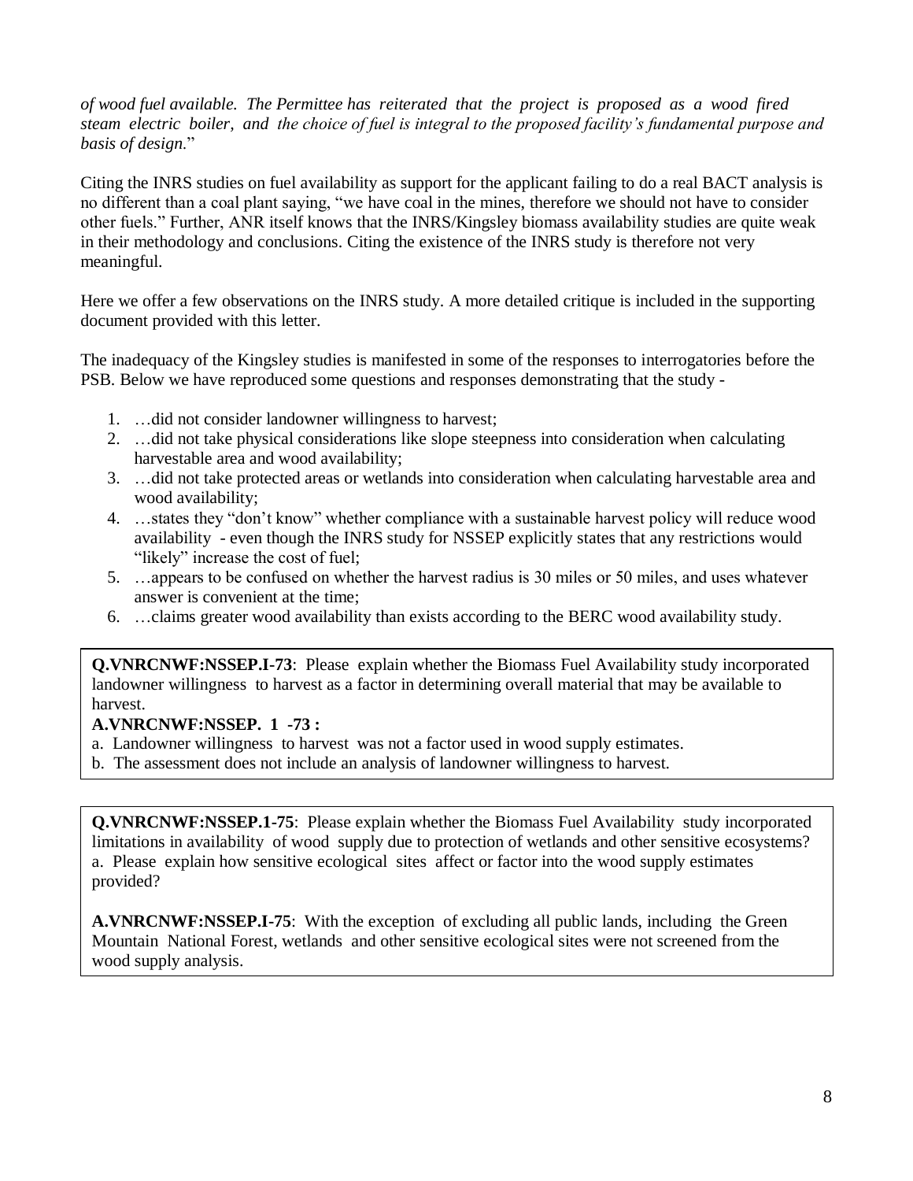*of wood fuel available. The Permittee has reiterated that the project is proposed as a wood fired steam electric boiler, and the choice of fuel is integral to the proposed facility's fundamental purpose and basis of design.*"

Citing the INRS studies on fuel availability as support for the applicant failing to do a real BACT analysis is no different than a coal plant saying, "we have coal in the mines, therefore we should not have to consider other fuels." Further, ANR itself knows that the INRS/Kingsley biomass availability studies are quite weak in their methodology and conclusions. Citing the existence of the INRS study is therefore not very meaningful.

Here we offer a few observations on the INRS study. A more detailed critique is included in the supporting document provided with this letter.

The inadequacy of the Kingsley studies is manifested in some of the responses to interrogatories before the PSB. Below we have reproduced some questions and responses demonstrating that the study -

1. …did not consider landowner willingness to harvest;
2. …did not take physical considerations like slope steepness into consideration when calculating harvestable area and wood availability;
3. …did not take protected areas or wetlands into consideration when calculating harvestable area and wood availability;
4. …states they "don't know" whether compliance with a sustainable harvest policy will reduce wood availability - even though the INRS study for NSSEP explicitly states that any restrictions would "likely" increase the cost of fuel;
5. …appears to be confused on whether the harvest radius is 30 miles or 50 miles, and uses whatever answer is convenient at the time;
6. …claims greater wood availability than exists according to the BERC wood availability study.

**Q.VNRCNWF:NSSEP.I-73**: Please explain whether the Biomass Fuel Availability study incorporated landowner willingness to harvest as a factor in determining overall material that may be available to harvest.

**A.VNRCNWF:NSSEP. 1 -73 :**

a. Landowner willingness to harvest was not a factor used in wood supply estimates.
b. The assessment does not include an analysis of landowner willingness to harvest.

**Q.VNRCNWF:NSSEP.1-75**: Please explain whether the Biomass Fuel Availability study incorporated limitations in availability of wood supply due to protection of wetlands and other sensitive ecosystems?
a. Please explain how sensitive ecological sites affect or factor into the wood supply estimates provided?

**A.VNRCNWF:NSSEP.I-75**: With the exception of excluding all public lands, including the Green Mountain National Forest, wetlands and other sensitive ecological sites were not screened from the wood supply analysis.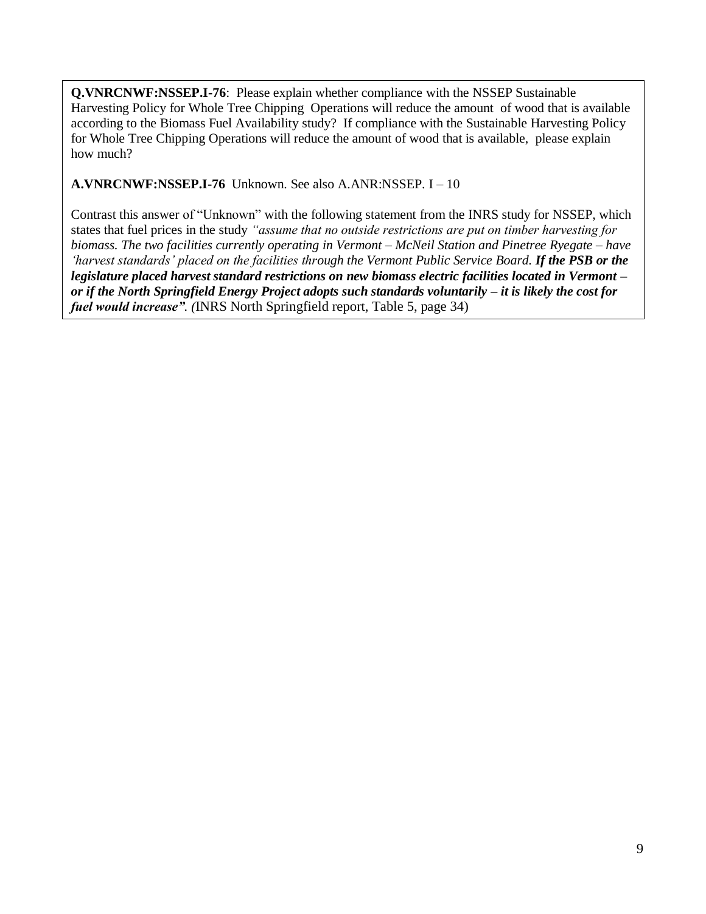**Q.VNRCNWF:NSSEP.I-76**: Please explain whether compliance with the NSSEP Sustainable Harvesting Policy for Whole Tree Chipping Operations will reduce the amount of wood that is available according to the Biomass Fuel Availability study? If compliance with the Sustainable Harvesting Policy for Whole Tree Chipping Operations will reduce the amount of wood that is available, please explain how much?

**A.VNRCNWF:NSSEP.I-76** Unknown. See also A.ANR:NSSEP. I – 10

Contrast this answer of "Unknown" with the following statement from the INRS study for NSSEP, which states that fuel prices in the study *"assume that no outside restrictions are put on timber harvesting for biomass. The two facilities currently operating in Vermont – McNeil Station and Pinetree Ryegate – have 'harvest standards' placed on the facilities through the Vermont Public Service Board.* ***If the PSB or the legislature placed harvest standard restrictions on new biomass electric facilities located in Vermont – or if the North Springfield Energy Project adopts such standards voluntarily – it is likely the cost for fuel would increase".*** *(*INRS North Springfield report, Table 5, page 34)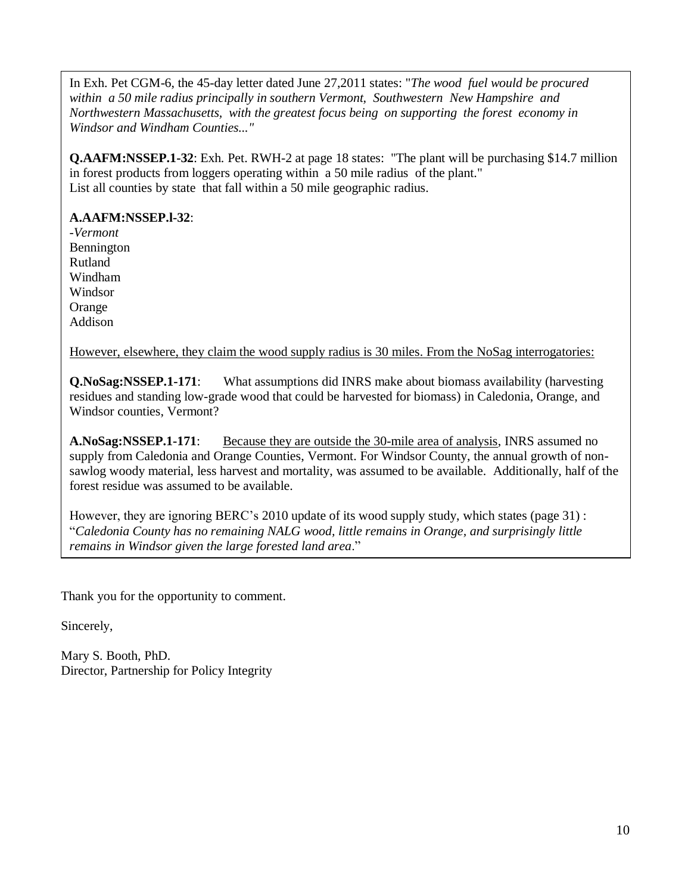In Exh. Pet CGM-6, the 45-day letter dated June 27,2011 states: "*The wood fuel would be procured within a 50 mile radius principally in southern Vermont, Southwestern New Hampshire and Northwestern Massachusetts, with the greatest focus being on supporting the forest economy in Windsor and Windham Counties..."*

**Q.AAFM:NSSEP.1-32**: Exh. Pet. RWH-2 at page 18 states: "The plant will be purchasing $14.7 million in forest products from loggers operating within a 50 mile radius of the plant."
List all counties by state that fall within a 50 mile geographic radius.

**A.AAFM:NSSEP.l-32**:
-*Vermont*
Bennington
Rutland
Windham
Windsor
Orange
Addison

<u>However, elsewhere, they claim the wood supply radius is 30 miles. From the NoSag interrogatories:</u>

**Q.NoSag:NSSEP.1-171**: What assumptions did INRS make about biomass availability (harvesting residues and standing low-grade wood that could be harvested for biomass) in Caledonia, Orange, and Windsor counties, Vermont?

**A.NoSag:NSSEP.1-171**: <u>Because they are outside the 30-mile area of analysis</u>, INRS assumed no supply from Caledonia and Orange Counties, Vermont. For Windsor County, the annual growth of non-sawlog woody material, less harvest and mortality, was assumed to be available. Additionally, half of the forest residue was assumed to be available.

However, they are ignoring BERC's 2010 update of its wood supply study, which states (page 31) : "*Caledonia County has no remaining NALG wood, little remains in Orange, and surprisingly little remains in Windsor given the large forested land area*."

Thank you for the opportunity to comment.

Sincerely,

Mary S. Booth, PhD.
Director, Partnership for Policy Integrity